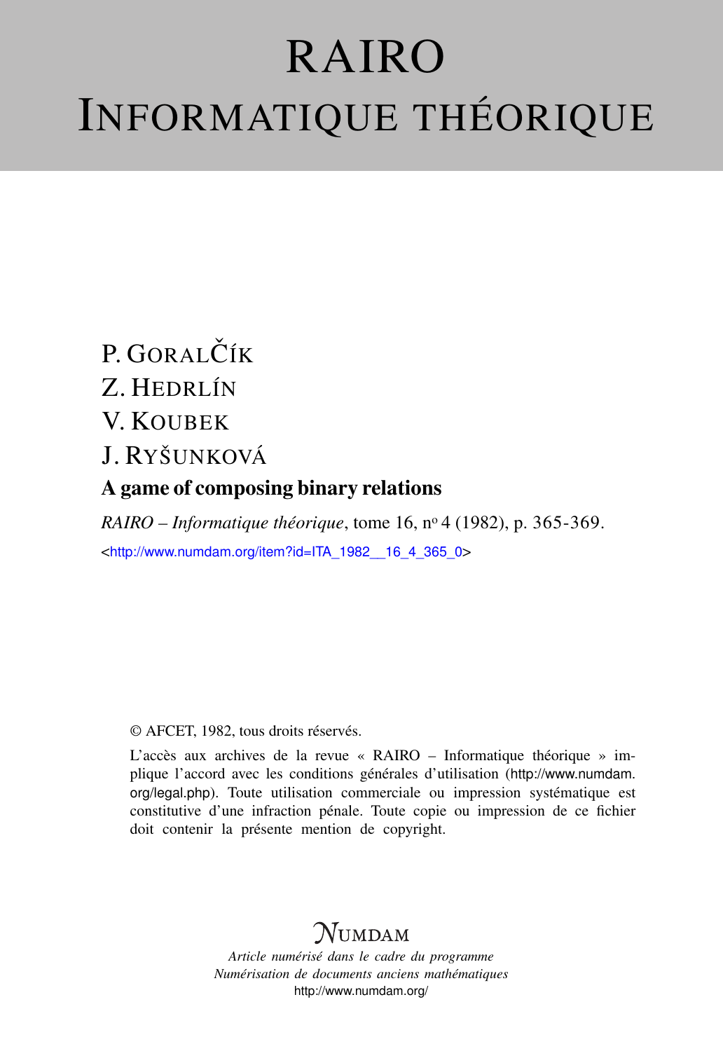# RAIRO
# INFORMATIQUE THÉORIQUE

P. GORALČÍK

Z. HEDRLÍN

V. KOUBEK

J. RYŠUNKOVÁ

## A game of composing binary relations

*RAIRO – Informatique théorique*, tome 16, nº 4 (1982), p. 365-369.

<http://www.numdam.org/item?id=ITA_1982__16_4_365_0>

© AFCET, 1982, tous droits réservés.

L'accès aux archives de la revue « RAIRO – Informatique théorique » implique l'accord avec les conditions générales d'utilisation (http://www.numdam.org/legal.php). Toute utilisation commerciale ou impression systématique est constitutive d'une infraction pénale. Toute copie ou impression de ce fichier doit contenir la présente mention de copyright.

NUMDAM

*Article numérisé dans le cadre du programme*
*Numérisation de documents anciens mathématiques*
http://www.numdam.org/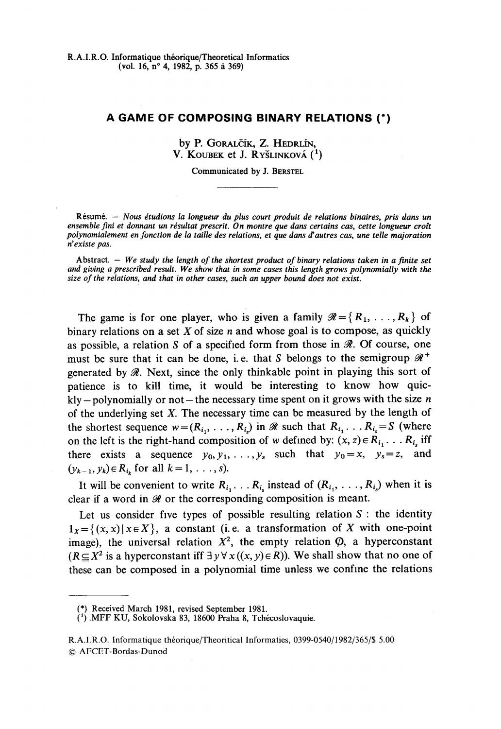R.A.I.R.O. Informatique théorique/Theoretical Informatics
(vol. 16, n° 4, 1982, p. 365 à 369)

# A GAME OF COMPOSING BINARY RELATIONS (*)

by P. Goralčík, Z. Hedrlín, V. Koubek et J. Ryšlinková [1]

Communicated by J. Berstel

Résumé. — *Nous étudions la longueur du plus court produit de relations binaires, pris dans un ensemble fini et donnant un résultat prescrit. On montre que dans certains cas, cette longueur croît polynomialement en fonction de la taille des relations, et que dans d'autres cas, une telle majoration n'existe pas.*

Abstract. — *We study the length of the shortest product of binary relations taken in a finite set and giving a prescribed result. We show that in some cases this length grows polynomially with the size of the relations, and that in other cases, such an upper bound does not exist.*

The game is for one player, who is given a family $\mathcal{R}=\{R_1, \ldots, R_k\}$ of binary relations on a set $X$ of size $n$ and whose goal is to compose, as quickly as possible, a relation $S$ of a specified form from those in $\mathcal{R}$. Of course, one must be sure that it can be done, i.e. that $S$ belongs to the semigroup $\mathcal{R}^+$ generated by $\mathcal{R}$. Next, since the only thinkable point in playing this sort of patience is to kill time, it would be interesting to know how quickly — polynomially or not — the necessary time spent on it grows with the size $n$ of the underlying set $X$. The necessary time can be measured by the length of the shortest sequence $w=(R_{i_1}, \ldots, R_{i_s})$ in $\mathcal{R}$ such that $R_{i_1} \ldots R_{i_s}=S$ (where on the left is the right-hand composition of $w$ defined by: $(x, z) \in R_{i_1} \ldots R_{i_s}$ iff there exists a sequence $y_0, y_1, \ldots, y_s$ such that $y_0=x$, $y_s=z$, and $(y_{k-1}, y_k) \in R_{i_k}$ for all $k=1, \ldots, s$).

It will be convenient to write $R_{i_1} \ldots R_{i_s}$ instead of $(R_{i_1}, \ldots, R_{i_s})$ when it is clear if a word in $\mathcal{R}$ or the corresponding composition is meant.

Let us consider five types of possible resulting relation $S$: the identity $1_X=\{(x, x) \mid x \in X\}$, a constant (i.e. a transformation of $X$ with one-point image), the universal relation $X^2$, the empty relation $\emptyset$, a hyperconstant ($R \subseteq X^2$ is a hyperconstant iff $\exists y \forall x ((x, y) \in R)$). We shall show that no one of these can be composed in a polynomial time unless we confine the relations

(*) Received March 1981, revised September 1981.

[1] MFF KU, Sokolovska 83, 18600 Praha 8, Tchécoslovaquie.

R.A.I.R.O. Informatique théorique/Theoritical Informatics, 0399-0540/1982/365/$ 5.00
© AFCET-Bordas-Dunod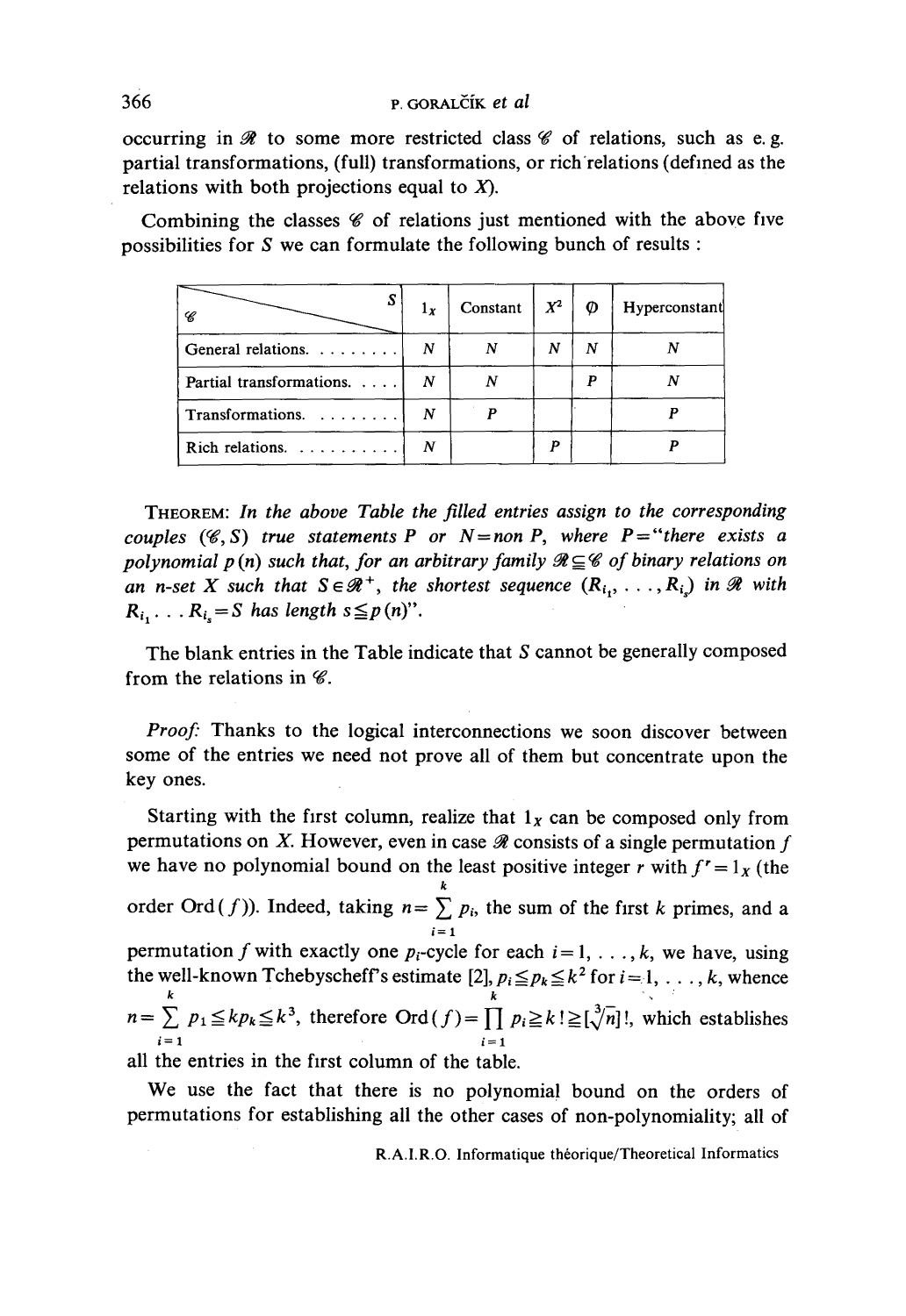occurring in $\mathcal{R}$ to some more restricted class $\mathcal{C}$ of relations, such as e. g. partial transformations, (full) transformations, or rich relations (defined as the relations with both projections equal to $X$).

Combining the classes $\mathcal{C}$ of relations just mentioned with the above five possibilities for $S$ we can formulate the following bunch of results :

| $\mathcal{C}$ \ $S$ | $1_X$ | Constant | $X^2$ | $\varnothing$ | Hyperconstant |
|---|---|---|---|---|---|
| General relations. . . . . . . . | $N$ | $N$ | $N$ | $N$ | $N$ |
| Partial transformations. . . . . | $N$ | $N$ | | $P$ | $N$ |
| Transformations. . . . . . . . | $N$ | $P$ | | | $P$ |
| Rich relations. . . . . . . . . . | $N$ | | $P$ | | $P$ |

THEOREM: *In the above Table the filled entries assign to the corresponding couples* $(\mathcal{C}, S)$ *true statements* $P$ *or* $N=$ *non* $P$, *where* $P=$"*there exists a polynomial* $p(n)$ *such that, for an arbitrary family* $\mathcal{R} \subseteq \mathcal{C}$ *of binary relations on an* $n$*-set* $X$ *such that* $S \in \mathcal{R}^+$, *the shortest sequence* $(R_{i_1}, \ldots, R_{i_s})$ *in* $\mathcal{R}$ *with* $R_{i_1} \ldots R_{i_s} = S$ *has length* $s \leqq p(n)$".

The blank entries in the Table indicate that $S$ cannot be generally composed from the relations in $\mathcal{C}$.

*Proof:* Thanks to the logical interconnections we soon discover between some of the entries we need not prove all of them but concentrate upon the key ones.

Starting with the first column, realize that $1_X$ can be composed only from permutations on $X$. However, even in case $\mathcal{R}$ consists of a single permutation $f$ we have no polynomial bound on the least positive integer $r$ with $f^r = 1_X$ (the order $\mathrm{Ord}(f)$). Indeed, taking $n = \sum_{i=1}^{k} p_i$, the sum of the first $k$ primes, and a permutation $f$ with exactly one $p_i$-cycle for each $i = 1, \ldots, k$, we have, using the well-known Tchebyscheff's estimate [2], $p_i \leqq p_k \leqq k^2$ for $i = 1, \ldots, k$, whence $n = \sum_{i=1}^{k} p_1 \leqq k p_k \leqq k^3$, therefore $\mathrm{Ord}(f) = \prod_{i=1}^{k} p_i \geqq k! \geqq [\sqrt[3]{n}]!$, which establishes all the entries in the first column of the table.

We use the fact that there is no polynomial bound on the orders of permutations for establishing all the other cases of non-polynomiality; all of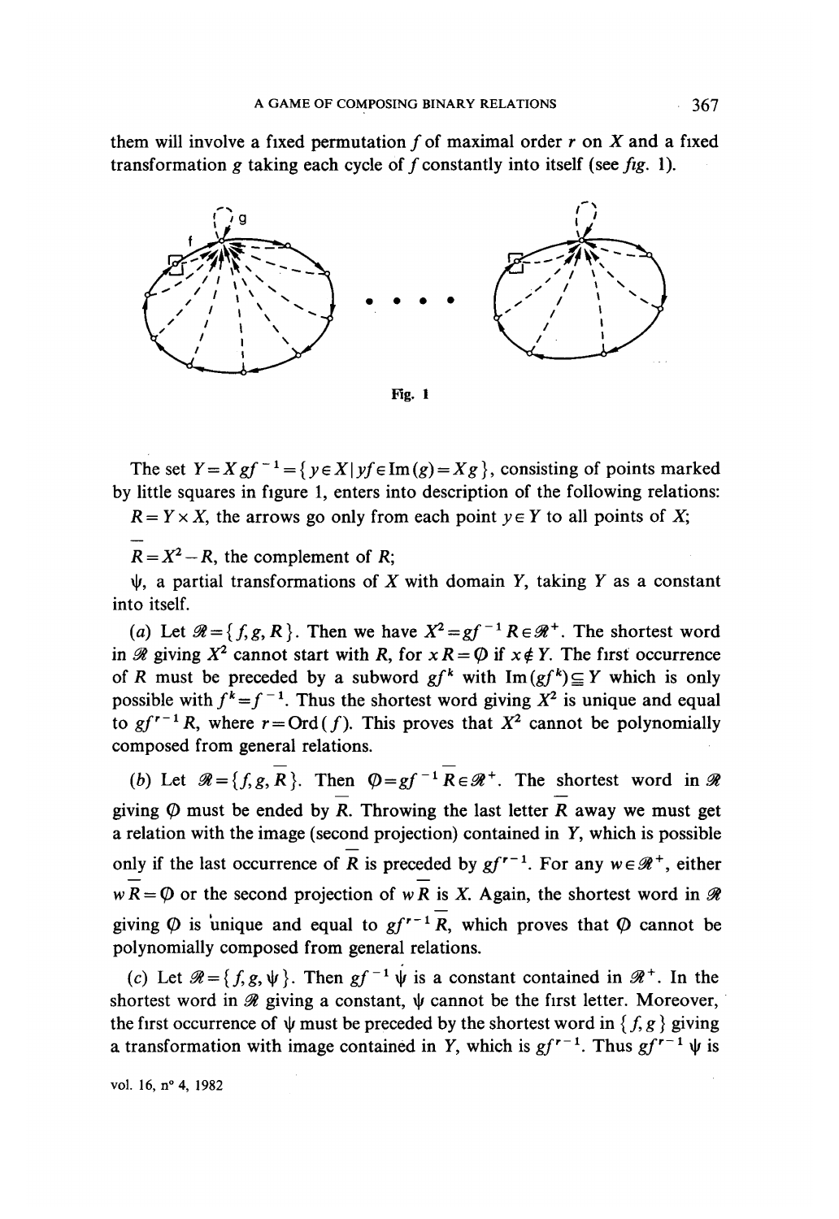them will involve a fixed permutation $f$ of maximal order $r$ on $X$ and a fixed transformation $g$ taking each cycle of $f$ constantly into itself (see *fig.* 1).

Fig. 1

The set $Y = Xgf^{-1} = \{y \in X \mid yf \in \mathrm{Im}(g) = Xg\}$, consisting of points marked by little squares in figure 1, enters into description of the following relations:

$R = Y \times X$, the arrows go only from each point $y \in Y$ to all points of $X$;

$\overline{R} = X^2 - R$, the complement of $R$;

$\psi$, a partial transformations of $X$ with domain $Y$, taking $Y$ as a constant into itself.

(*a*) Let $\mathscr{R} = \{f, g, R\}$. Then we have $X^2 = gf^{-1} R \in \mathscr{R}^+$. The shortest word in $\mathscr{R}$ giving $X^2$ cannot start with $R$, for $xR = \emptyset$ if $x \notin Y$. The first occurrence of $R$ must be preceded by a subword $gf^k$ with $\mathrm{Im}(gf^k) \subseteq Y$ which is only possible with $f^k = f^{-1}$. Thus the shortest word giving $X^2$ is unique and equal to $gf^{r-1} R$, where $r = \mathrm{Ord}(f)$. This proves that $X^2$ cannot be polynomially composed from general relations.

(*b*) Let $\mathscr{R} = \{f, g, \overline{R}\}$. Then $\emptyset = gf^{-1} \overline{R} \in \mathscr{R}^+$. The shortest word in $\mathscr{R}$ giving $\emptyset$ must be ended by $\overline{R}$. Throwing the last letter $\overline{R}$ away we must get a relation with the image (second projection) contained in $Y$, which is possible only if the last occurrence of $\overline{R}$ is preceded by $gf^{r-1}$. For any $w \in \mathscr{R}^+$, either $w\overline{R} = \emptyset$ or the second projection of $w\overline{R}$ is $X$. Again, the shortest word in $\mathscr{R}$ giving $\emptyset$ is unique and equal to $gf^{r-1} \overline{R}$, which proves that $\emptyset$ cannot be polynomially composed from general relations.

(*c*) Let $\mathscr{R} = \{f, g, \psi\}$. Then $gf^{-1} \psi$ is a constant contained in $\mathscr{R}^+$. In the shortest word in $\mathscr{R}$ giving a constant, $\psi$ cannot be the first letter. Moreover, the first occurrence of $\psi$ must be preceded by the shortest word in $\{f, g\}$ giving a transformation with image contained in $Y$, which is $gf^{r-1}$. Thus $gf^{r-1} \psi$ is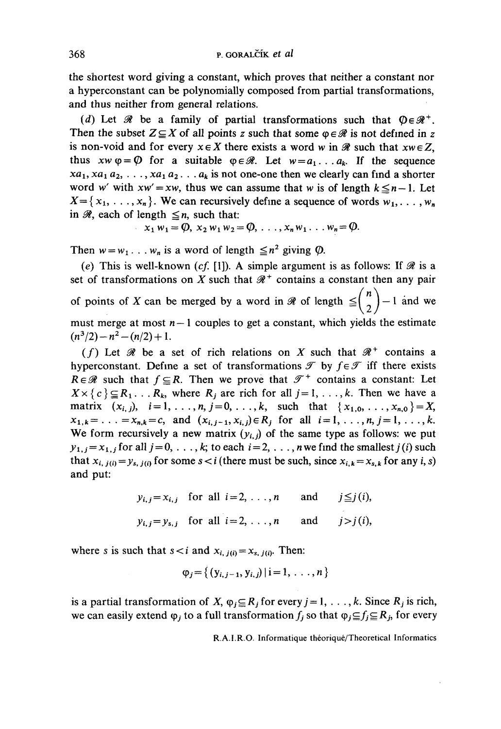the shortest word giving a constant, which proves that neither a constant nor a hyperconstant can be polynomially composed from partial transformations, and thus neither from general relations.

(*d*) Let $\mathscr{R}$ be a family of partial transformations such that $\emptyset \in \mathscr{R}^+$. Then the subset $Z \subseteq X$ of all points $z$ such that some $\varphi \in \mathscr{R}$ is not defined in $z$ is non-void and for every $x \in X$ there exists a word $w$ in $\mathscr{R}$ such that $xw \in Z$, thus $xw\varphi = \emptyset$ for a suitable $\varphi \in \mathscr{R}$. Let $w = a_1 \ldots a_k$. If the sequence $xa_1, xa_1 a_2, \ldots, xa_1 a_2 \ldots a_k$ is not one-one then we clearly can find a shorter word $w'$ with $xw' = xw$, thus we can assume that $w$ is of length $k \leqq n-1$. Let $X = \{x_1, \ldots, x_n\}$. We can recursively define a sequence of words $w_1, \ldots, w_n$ in $\mathscr{R}$, each of length $\leqq n$, such that:

$$x_1 w_1 = \emptyset, \; x_2 w_1 w_2 = \emptyset, \; \ldots, \; x_n w_1 \ldots w_n = \emptyset.$$

Then $w = w_1 \ldots w_n$ is a word of length $\leqq n^2$ giving $\emptyset$.

(*e*) This is well-known (*cf.* [1]). A simple argument is as follows: If $\mathscr{R}$ is a set of transformations on $X$ such that $\mathscr{R}^+$ contains a constant then any pair of points of $X$ can be merged by a word in $\mathscr{R}$ of length $\leqq \binom{n}{2} - 1$ and we must merge at most $n-1$ couples to get a constant, which yields the estimate $(n^3/2) - n^2 - (n/2) + 1$.

(*f*) Let $\mathscr{R}$ be a set of rich relations on $X$ such that $\mathscr{R}^+$ contains a hyperconstant. Define a set of transformations $\mathscr{T}$ by $f \in \mathscr{T}$ iff there exists $R \in \mathscr{R}$ such that $f \subseteq R$. Then we prove that $\mathscr{T}^+$ contains a constant: Let $X \times \{c\} \subseteq R_1 \ldots R_k$, where $R_j$ are rich for all $j = 1, \ldots, k$. Then we have a matrix $(x_{i,j})$, $i = 1, \ldots, n$, $j = 0, \ldots, k$, such that $\{x_{1,0}, \ldots, x_{n,0}\} = X$, $x_{1,k} = \ldots = x_{n,k} = c$, and $(x_{i,j-1}, x_{i,j}) \in R_j$ for all $i = 1, \ldots, n$, $j = 1, \ldots, k$. We form recursively a new matrix $(y_{i,j})$ of the same type as follows: we put $y_{1,j} = x_{1,j}$ for all $j = 0, \ldots, k$; to each $i = 2, \ldots, n$ we find the smallest $j(i)$ such that $x_{i,j(i)} = y_{s,j(i)}$ for some $s < i$ (there must be such, since $x_{i,k} = x_{s,k}$ for any $i$, $s$) and put:

$$y_{i,j} = x_{i,j} \quad \text{for all } i = 2, \ldots, n \quad \text{and} \quad j \leqq j(i),$$

$$y_{i,j} = y_{s,j} \quad \text{for all } i = 2, \ldots, n \quad \text{and} \quad j > j(i),$$

where $s$ is such that $s < i$ and $x_{i,j(i)} = x_{s,j(i)}$. Then:

$$\varphi_j = \{(y_{i,j-1}, y_{i,j}) \mid i = 1, \ldots, n\}$$

is a partial transformation of $X$, $\varphi_j \subseteq R_j$ for every $j = 1, \ldots, k$. Since $R_j$ is rich, we can easily extend $\varphi_j$ to a full transformation $f_j$ so that $\varphi_j \subseteq f_j \subseteq R_j$, for every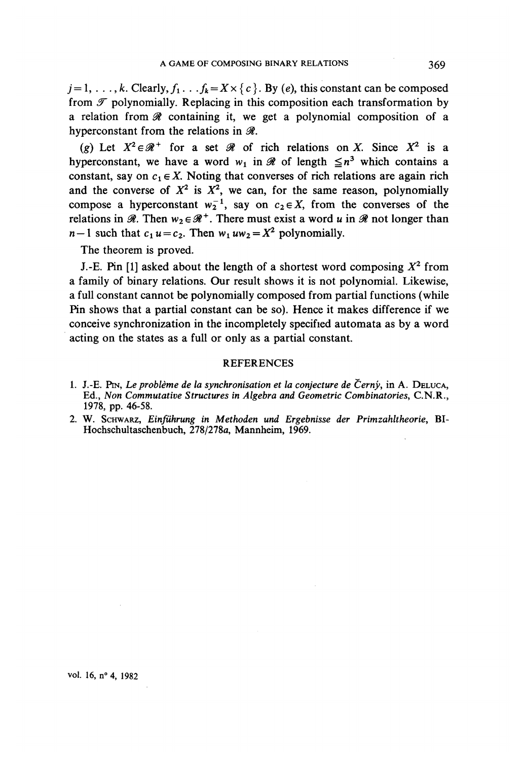$j=1, \ldots, k$. Clearly, $f_1 \ldots f_k = X \times \{c\}$. By (e), this constant can be composed from $\mathscr{T}$ polynomially. Replacing in this composition each transformation by a relation from $\mathscr{R}$ containing it, we get a polynomial composition of a hyperconstant from the relations in $\mathscr{R}$.

(g) Let $X^2 \in \mathscr{R}^+$ for a set $\mathscr{R}$ of rich relations on $X$. Since $X^2$ is a hyperconstant, we have a word $w_1$ in $\mathscr{R}$ of length $\leqq n^3$ which contains a constant, say on $c_1 \in X$. Noting that converses of rich relations are again rich and the converse of $X^2$ is $X^2$, we can, for the same reason, polynomially compose a hyperconstant $w_2^{-1}$, say on $c_2 \in X$, from the converses of the relations in $\mathscr{R}$. Then $w_2 \in \mathscr{R}^+$. There must exist a word $u$ in $\mathscr{R}$ not longer than $n-1$ such that $c_1 u = c_2$. Then $w_1 u w_2 = X^2$ polynomially.

The theorem is proved.

J.-E. Pin [1] asked about the length of a shortest word composing $X^2$ from a family of binary relations. Our result shows it is not polynomial. Likewise, a full constant cannot be polynomially composed from partial functions (while Pin shows that a partial constant can be so). Hence it makes difference if we conceive synchronization in the incompletely specified automata as by a word acting on the states as a full or only as a partial constant.

## REFERENCES

1. J.-E. Pin, *Le problème de la synchronisation et la conjecture de Černý*, in A. DeLuca, Ed., *Non Commutative Structures in Algebra and Geometric Combinatories*, C.N.R., 1978, pp. 46-58.
2. W. Schwarz, *Einführung in Methoden und Ergebnisse der Primzahltheorie*, BI-Hochschultaschenbuch, 278/278a, Mannheim, 1969.